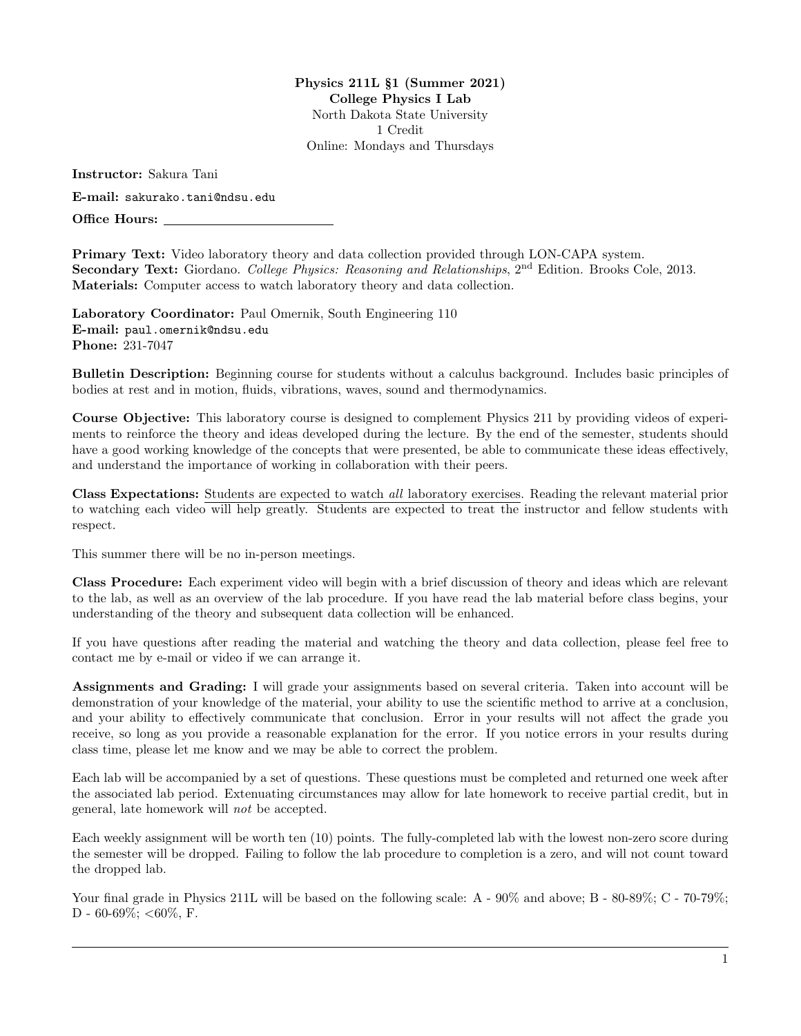**Physics 211L §1 (Summer 2021)**
**College Physics I Lab**
North Dakota State University
1 Credit
Online: Mondays and Thursdays

**Instructor:** Sakura Tani

**E-mail:** `sakurako.tani@ndsu.edu`

**Office Hours:** ________________________

**Primary Text:** Video laboratory theory and data collection provided through LON-CAPA system.
**Secondary Text:** Giordano. *College Physics: Reasoning and Relationships*, 2nd Edition. Brooks Cole, 2013.
**Materials:** Computer access to watch laboratory theory and data collection.

**Laboratory Coordinator:** Paul Omernik, South Engineering 110
**E-mail:** `paul.omernik@ndsu.edu`
**Phone:** 231-7047

**Bulletin Description:** Beginning course for students without a calculus background. Includes basic principles of bodies at rest and in motion, fluids, vibrations, waves, sound and thermodynamics.

**Course Objective:** This laboratory course is designed to complement Physics 211 by providing videos of experiments to reinforce the theory and ideas developed during the lecture. By the end of the semester, students should have a good working knowledge of the concepts that were presented, be able to communicate these ideas effectively, and understand the importance of working in collaboration with their peers.

**Class Expectations:** <u>Students are expected to watch *all* laboratory exercises</u>. Reading the relevant material prior to watching each video will help greatly. Students are expected to treat the instructor and fellow students with respect.

This summer there will be no in-person meetings.

**Class Procedure:** Each experiment video will begin with a brief discussion of theory and ideas which are relevant to the lab, as well as an overview of the lab procedure. If you have read the lab material before class begins, your understanding of the theory and subsequent data collection will be enhanced.

If you have questions after reading the material and watching the theory and data collection, please feel free to contact me by e-mail or video if we can arrange it.

**Assignments and Grading:** I will grade your assignments based on several criteria. Taken into account will be demonstration of your knowledge of the material, your ability to use the scientific method to arrive at a conclusion, and your ability to effectively communicate that conclusion. Error in your results will not affect the grade you receive, so long as you provide a reasonable explanation for the error. If you notice errors in your results during class time, please let me know and we may be able to correct the problem.

Each lab will be accompanied by a set of questions. These questions must be completed and returned one week after the associated lab period. Extenuating circumstances may allow for late homework to receive partial credit, but in general, late homework will *not* be accepted.

Each weekly assignment will be worth ten (10) points. The fully-completed lab with the lowest non-zero score during the semester will be dropped. Failing to follow the lab procedure to completion is a zero, and will not count toward the dropped lab.

Your final grade in Physics 211L will be based on the following scale: A - 90% and above; B - 80-89%; C - 70-79%; D - 60-69%; <60%, F.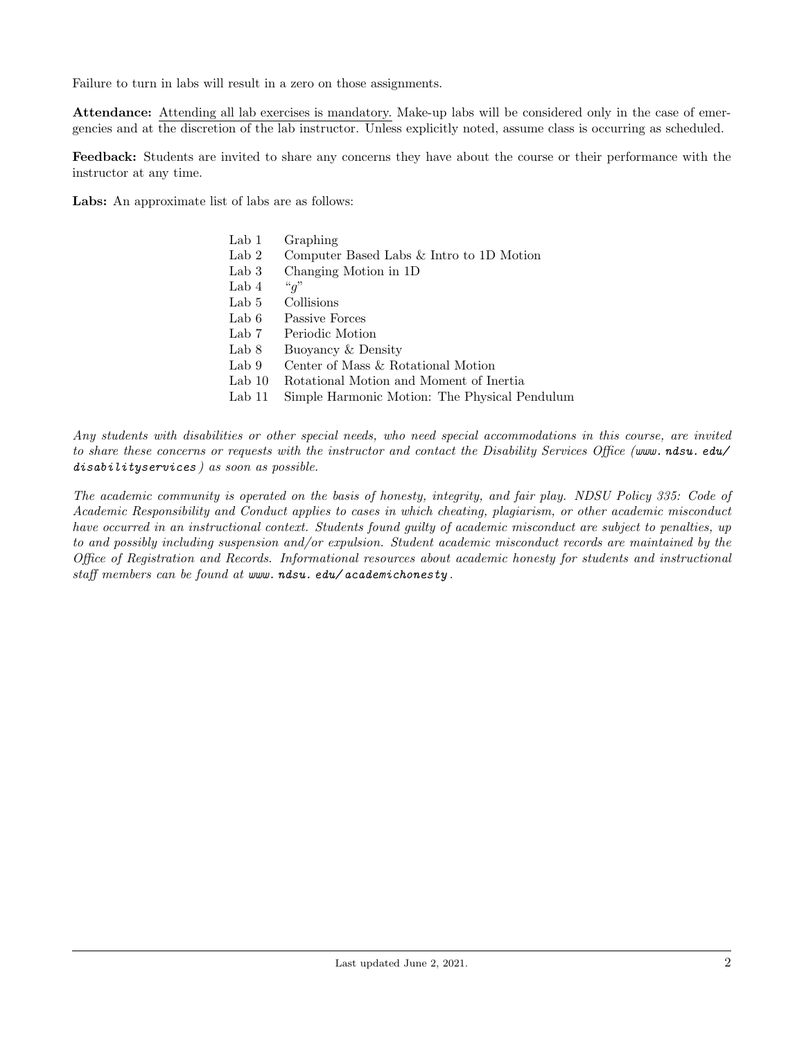Failure to turn in labs will result in a zero on those assignments.

**Attendance:** Attending all lab exercises is mandatory. Make-up labs will be considered only in the case of emergencies and at the discretion of the lab instructor. Unless explicitly noted, assume class is occurring as scheduled.

**Feedback:** Students are invited to share any concerns they have about the course or their performance with the instructor at any time.

**Labs:** An approximate list of labs are as follows:

| | |
|---|---|
| Lab 1 | Graphing |
| Lab 2 | Computer Based Labs & Intro to 1D Motion |
| Lab 3 | Changing Motion in 1D |
| Lab 4 | "$g$" |
| Lab 5 | Collisions |
| Lab 6 | Passive Forces |
| Lab 7 | Periodic Motion |
| Lab 8 | Buoyancy & Density |
| Lab 9 | Center of Mass & Rotational Motion |
| Lab 10 | Rotational Motion and Moment of Inertia |
| Lab 11 | Simple Harmonic Motion: The Physical Pendulum |

*Any students with disabilities or other special needs, who need special accommodations in this course, are invited to share these concerns or requests with the instructor and contact the Disability Services Office (www.ndsu.edu/disabilityservices) as soon as possible.*

*The academic community is operated on the basis of honesty, integrity, and fair play. NDSU Policy 335: Code of Academic Responsibility and Conduct applies to cases in which cheating, plagiarism, or other academic misconduct have occurred in an instructional context. Students found guilty of academic misconduct are subject to penalties, up to and possibly including suspension and/or expulsion. Student academic misconduct records are maintained by the Office of Registration and Records. Informational resources about academic honesty for students and instructional staff members can be found at www.ndsu.edu/academichonesty.*

Last updated June 2, 2021.